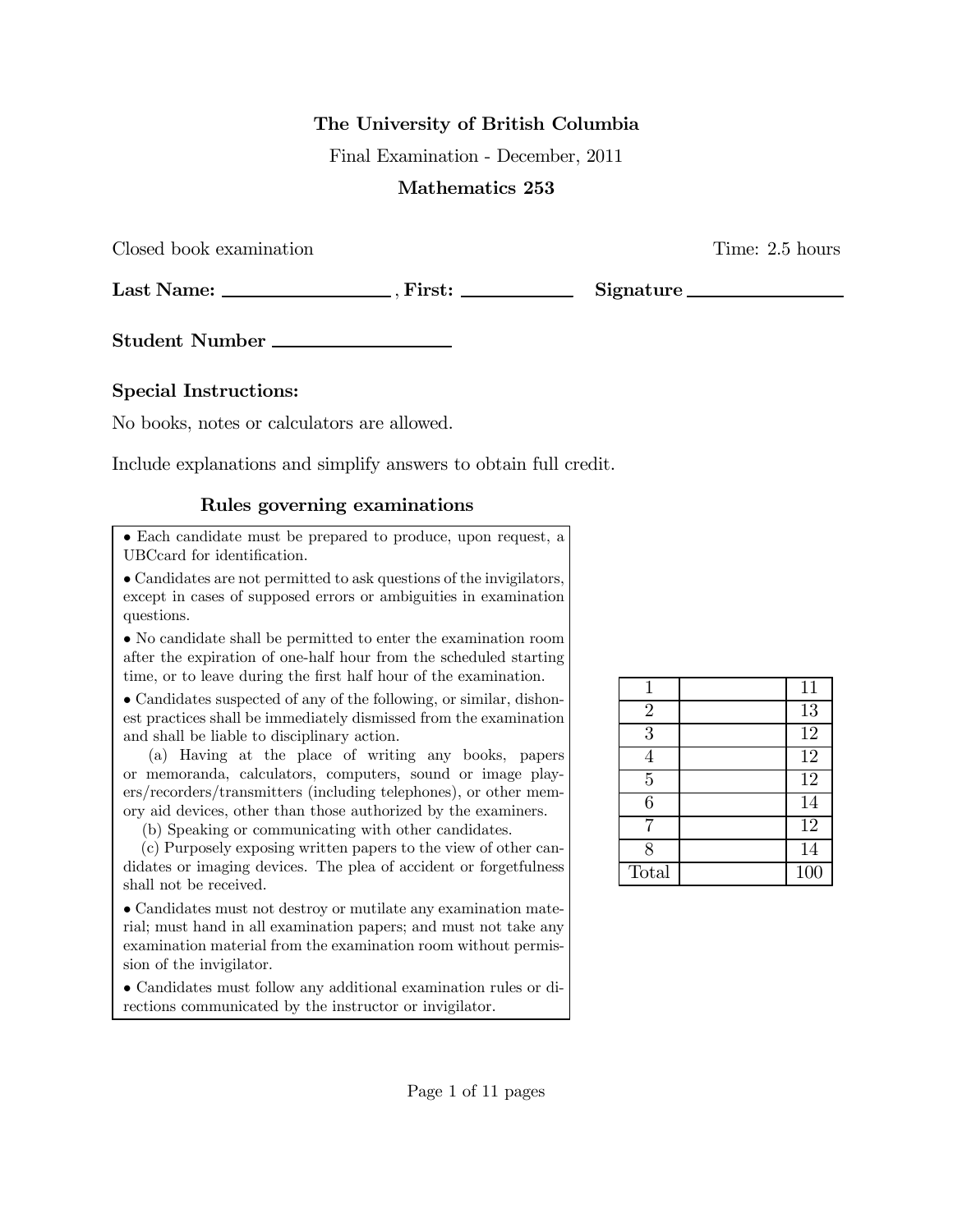**The University of British Columbia**

Final Examination - December, 2011

**Mathematics 253**

Closed book examination — Time: 2.5 hours

**Last Name:** \_\_\_\_\_\_\_\_\_\_\_\_\_\_\_\_ , **First:** \_\_\_\_\_\_\_\_\_\_\_\_ **Signature** \_\_\_\_\_\_\_\_\_\_\_\_\_\_\_\_

**Student Number** \_\_\_\_\_\_\_\_\_\_\_\_\_\_\_\_

**Special Instructions:**

No books, notes or calculators are allowed.

Include explanations and simplify answers to obtain full credit.

### Rules governing examinations

- Each candidate must be prepared to produce, upon request, a UBCcard for identification.
- Candidates are not permitted to ask questions of the invigilators, except in cases of supposed errors or ambiguities in examination questions.
- No candidate shall be permitted to enter the examination room after the expiration of one-half hour from the scheduled starting time, or to leave during the first half hour of the examination.
- Candidates suspected of any of the following, or similar, dishonest practices shall be immediately dismissed from the examination and shall be liable to disciplinary action.

  (a) Having at the place of writing any books, papers or memoranda, calculators, computers, sound or image players/recorders/transmitters (including telephones), or other memory aid devices, other than those authorized by the examiners.

  (b) Speaking or communicating with other candidates.

  (c) Purposely exposing written papers to the view of other candidates or imaging devices. The plea of accident or forgetfulness shall not be received.
- Candidates must not destroy or mutilate any examination material; must hand in all examination papers; and must not take any examination material from the examination room without permission of the invigilator.
- Candidates must follow any additional examination rules or directions communicated by the instructor or invigilator.

| Question | Score | Max |
|---|---|---|
| 1 | | 11 |
| 2 | | 13 |
| 3 | | 12 |
| 4 | | 12 |
| 5 | | 12 |
| 6 | | 14 |
| 7 | | 12 |
| 8 | | 14 |
| Total | | 100 |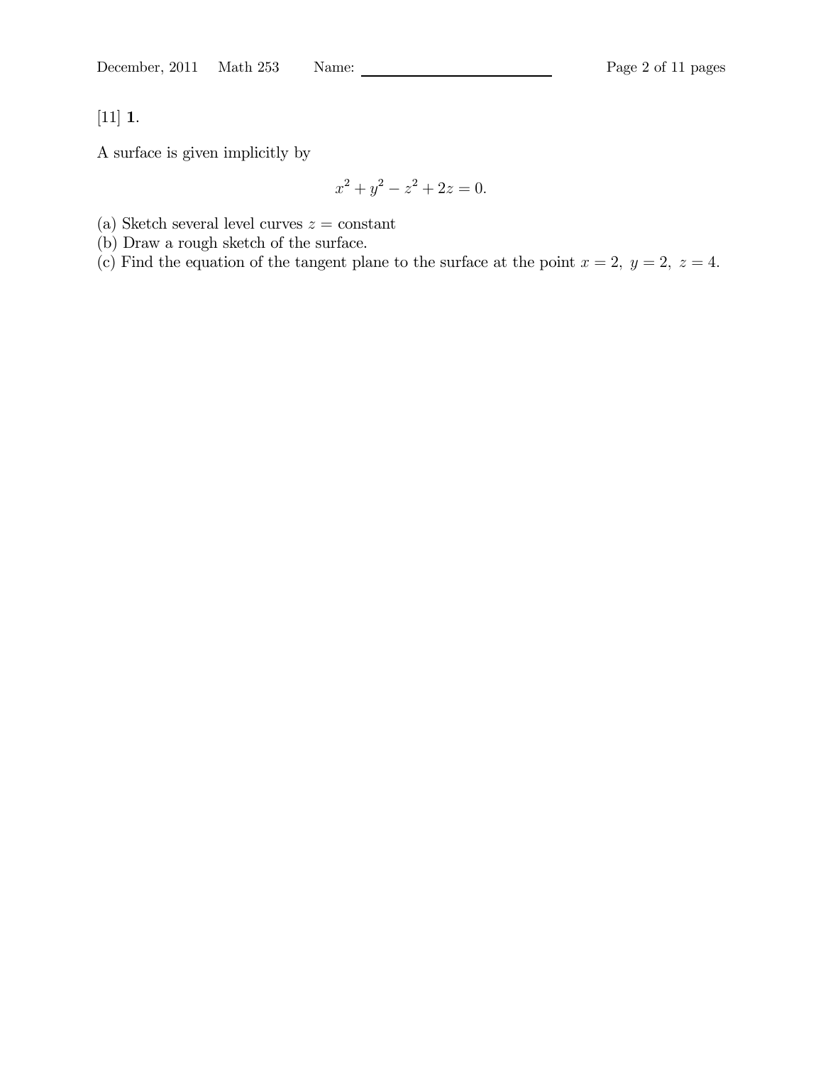[11] **1**.

A surface is given implicitly by

$$x^2 + y^2 - z^2 + 2z = 0.$$

(a) Sketch several level curves $z =$ constant
(b) Draw a rough sketch of the surface.
(c) Find the equation of the tangent plane to the surface at the point $x = 2,\ y = 2,\ z = 4$.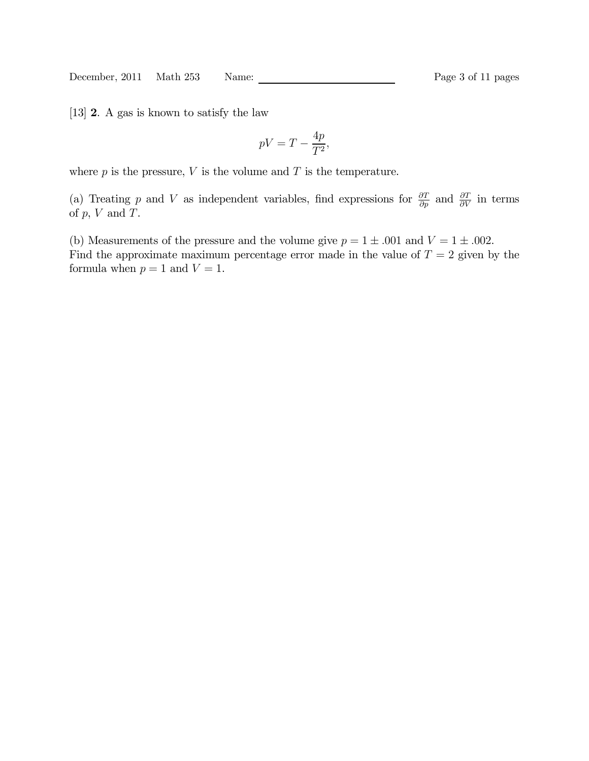[13] **2**. A gas is known to satisfy the law

$$pV = T - \frac{4p}{T^2},$$

where $p$ is the pressure, $V$ is the volume and $T$ is the temperature.

(a) Treating $p$ and $V$ as independent variables, find expressions for $\frac{\partial T}{\partial p}$ and $\frac{\partial T}{\partial V}$ in terms of $p$, $V$ and $T$.

(b) Measurements of the pressure and the volume give $p = 1 \pm .001$ and $V = 1 \pm .002$. Find the approximate maximum percentage error made in the value of $T = 2$ given by the formula when $p = 1$ and $V = 1$.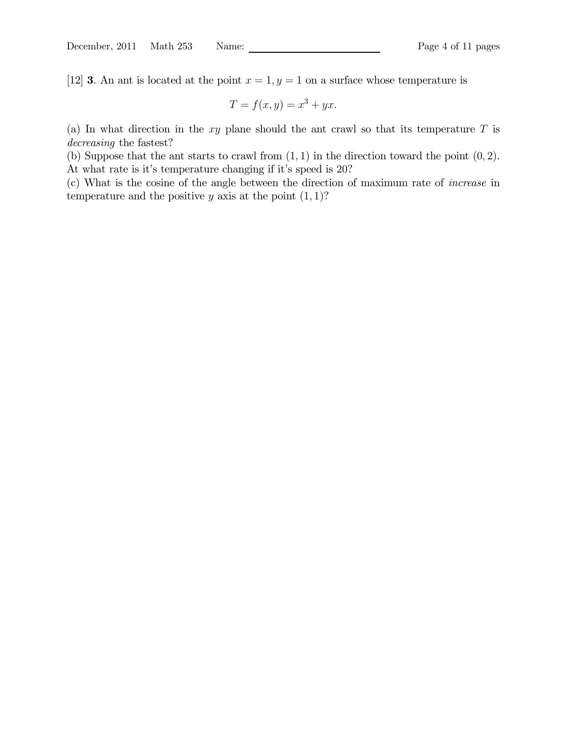[12] **3**. An ant is located at the point $x = 1, y = 1$ on a surface whose temperature is

$$T = f(x, y) = x^3 + yx.$$

(a) In what direction in the $xy$ plane should the ant crawl so that its temperature $T$ is *decreasing* the fastest?

(b) Suppose that the ant starts to crawl from $(1, 1)$ in the direction toward the point $(0, 2)$. At what rate is it's temperature changing if it's speed is 20?

(c) What is the cosine of the angle between the direction of maximum rate of *increase* in temperature and the positive $y$ axis at the point $(1, 1)$?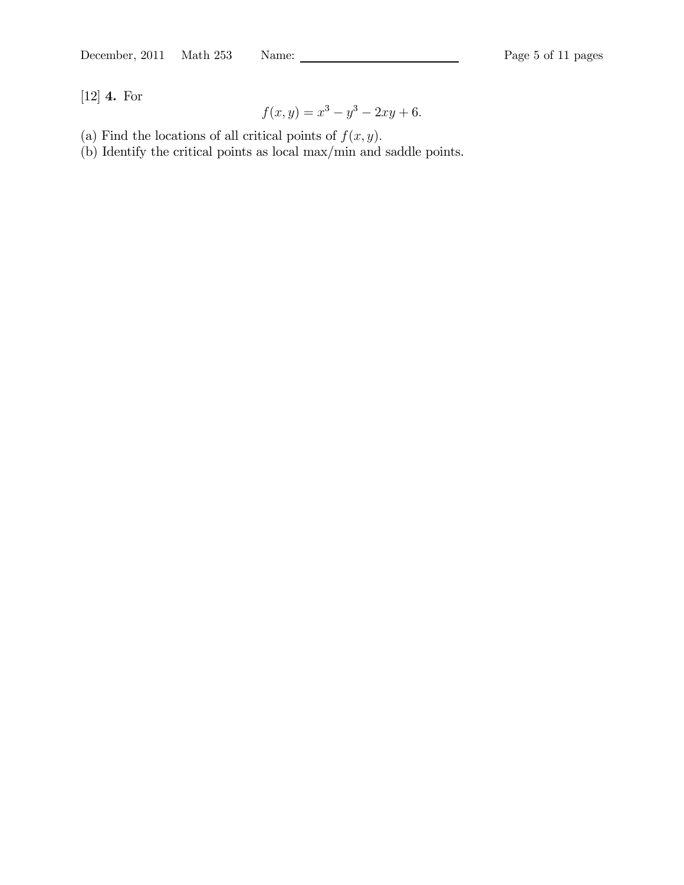[12] **4.** For

$$f(x, y) = x^3 - y^3 - 2xy + 6.$$

(a) Find the locations of all critical points of $f(x, y)$.

(b) Identify the critical points as local max/min and saddle points.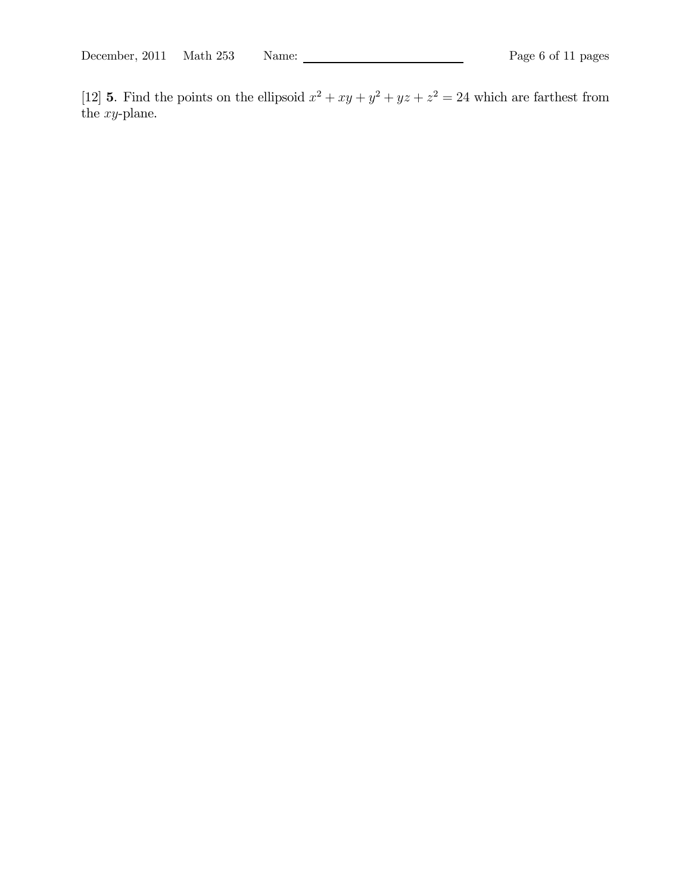[12] **5**. Find the points on the ellipsoid $x^2 + xy + y^2 + yz + z^2 = 24$ which are farthest from the $xy$-plane.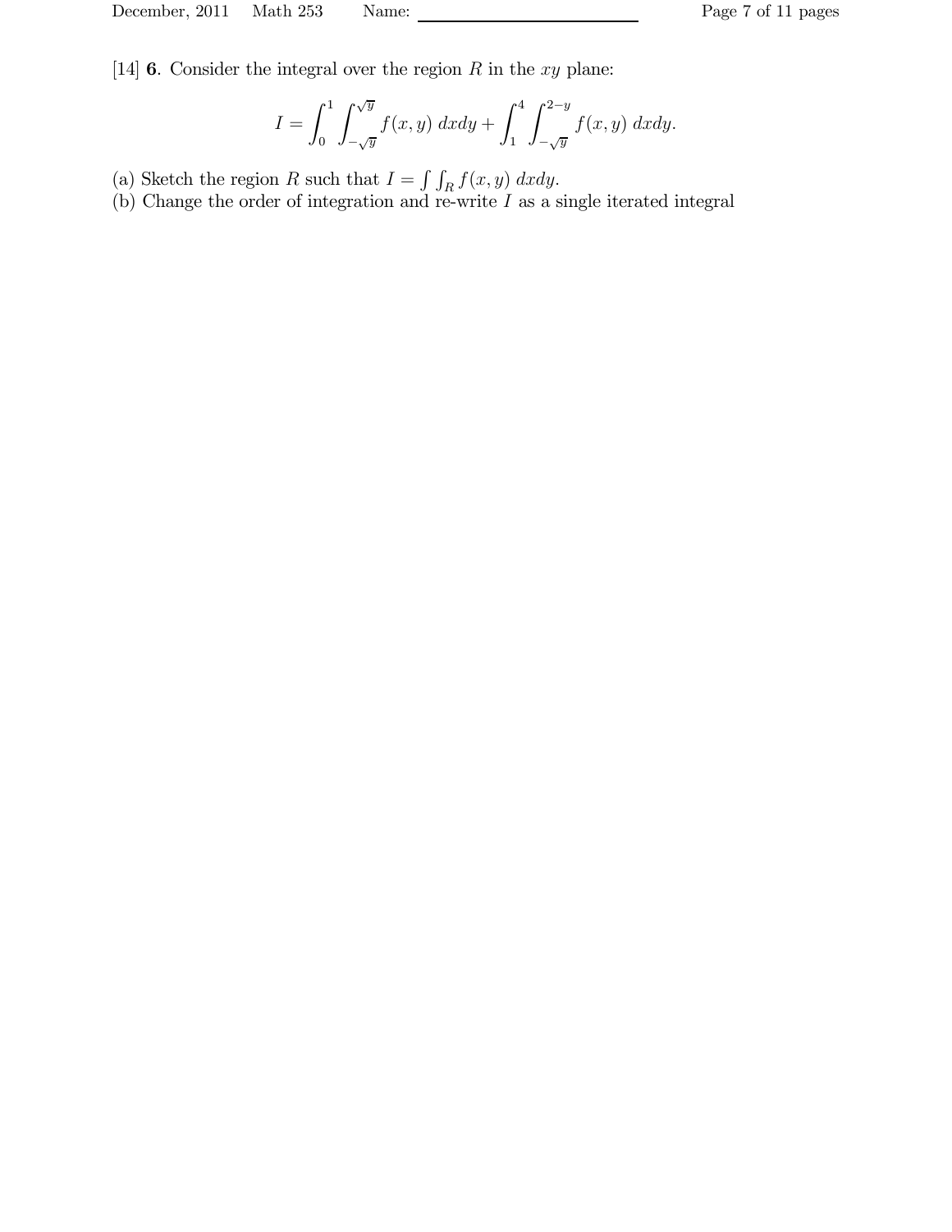[14] **6**. Consider the integral over the region $R$ in the $xy$ plane:

$$I = \int_0^1 \int_{-\sqrt{y}}^{\sqrt{y}} f(x,y)\, dxdy + \int_1^4 \int_{-\sqrt{y}}^{2-y} f(x,y)\, dxdy.$$

(a) Sketch the region $R$ such that $I = \int\int_R f(x,y)\, dxdy$.
(b) Change the order of integration and re-write $I$ as a single iterated integral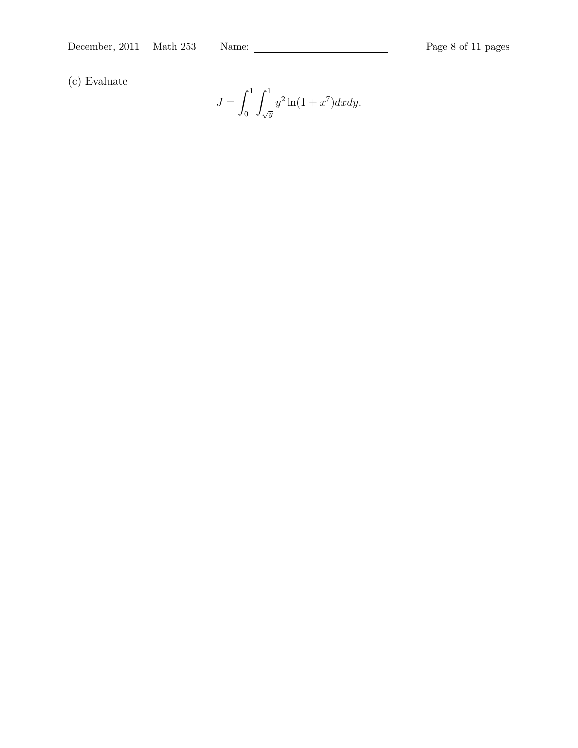(c) Evaluate

$$J = \int_0^1 \int_{\sqrt{y}}^1 y^2 \ln(1 + x^7) dx dy.$$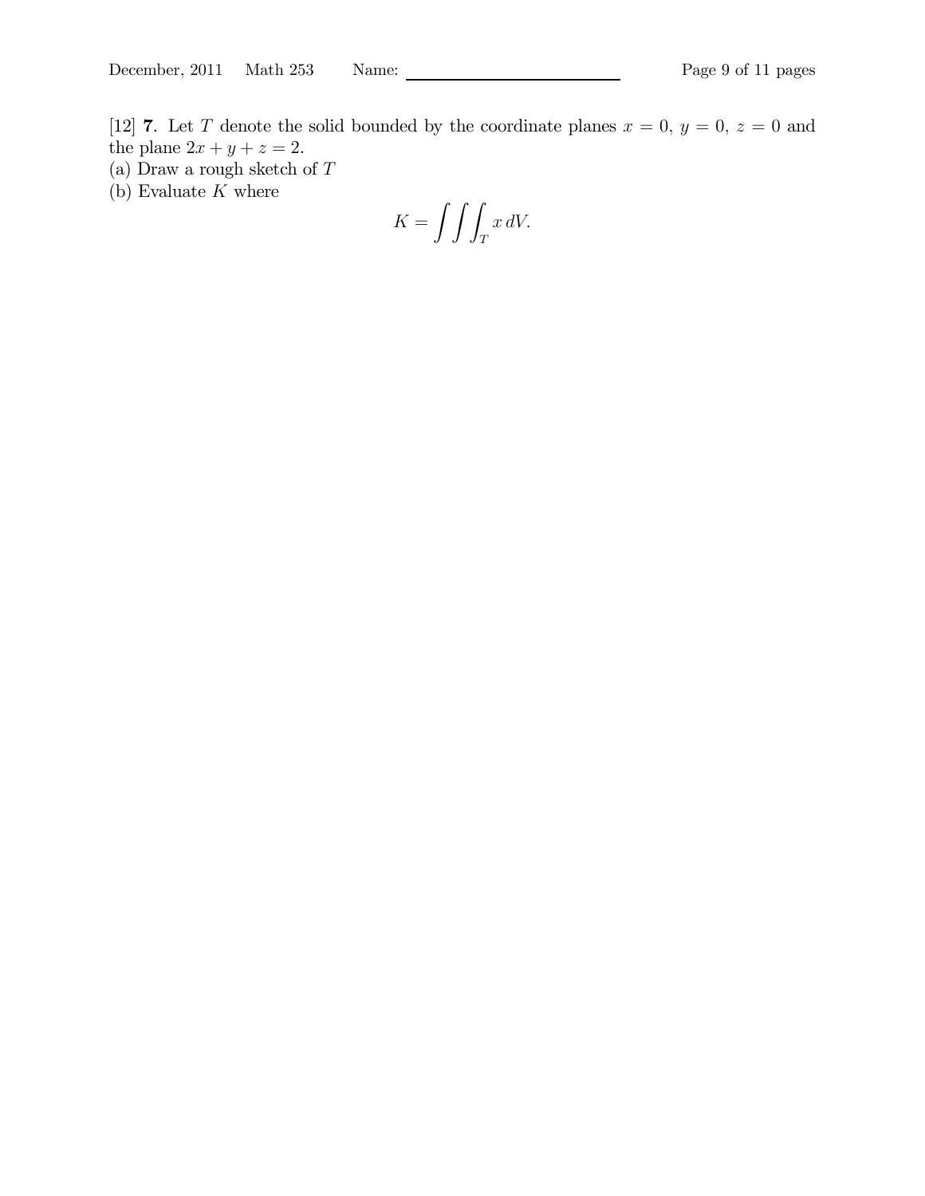[12] **7**. Let $T$ denote the solid bounded by the coordinate planes $x = 0$, $y = 0$, $z = 0$ and the plane $2x + y + z = 2$.

(a) Draw a rough sketch of $T$

(b) Evaluate $K$ where

$$K = \int\int\int_T x \, dV.$$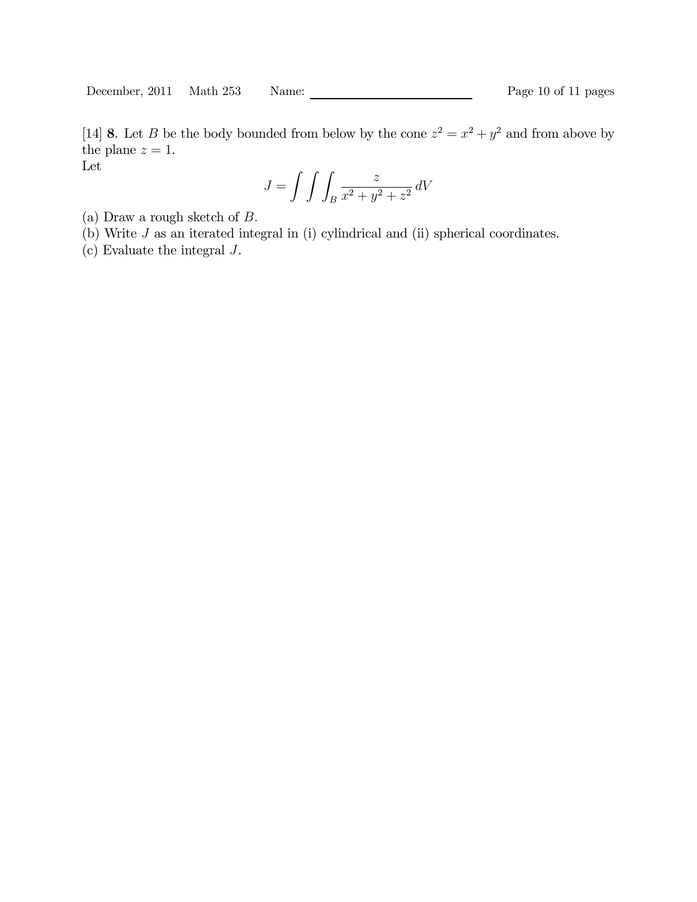[14] **8**. Let $B$ be the body bounded from below by the cone $z^2 = x^2 + y^2$ and from above by the plane $z = 1$.

Let

$$J = \int\int\int_B \frac{z}{x^2 + y^2 + z^2}\, dV$$

(a) Draw a rough sketch of $B$.

(b) Write $J$ as an iterated integral in (i) cylindrical and (ii) spherical coordinates.

(c) Evaluate the integral $J$.